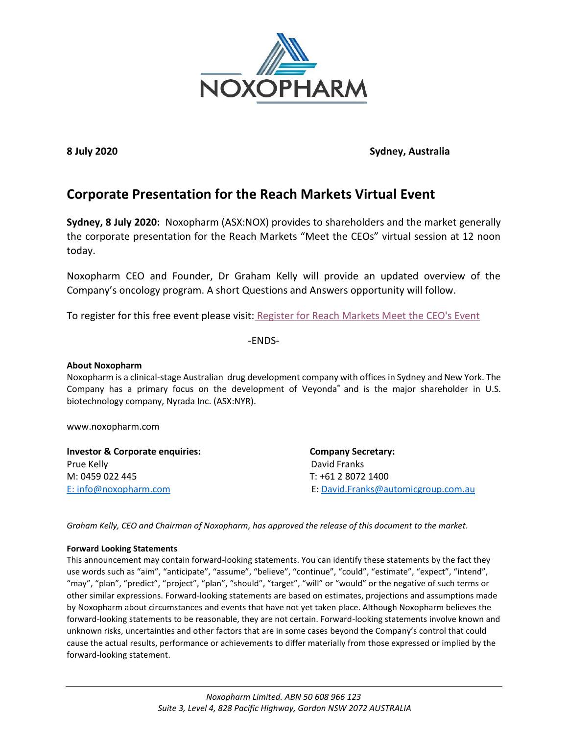**8 July 2020** **Sydney, Australia**

# Corporate Presentation for the Reach Markets Virtual Event

**Sydney, 8 July 2020:** Noxopharm (ASX:NOX) provides to shareholders and the market generally the corporate presentation for the Reach Markets "Meet the CEOs" virtual session at 12 noon today.

Noxopharm CEO and Founder, Dr Graham Kelly will provide an updated overview of the Company's oncology program. A short Questions and Answers opportunity will follow.

To register for this free event please visit: Register for Reach Markets Meet the CEO's Event

-ENDS-

**About Noxopharm**

Noxopharm is a clinical-stage Australian drug development company with offices in Sydney and New York. The Company has a primary focus on the development of Veyonda® and is the major shareholder in U.S. biotechnology company, Nyrada Inc. (ASX:NYR).

www.noxopharm.com

**Investor & Corporate enquiries:**
Prue Kelly
M: 0459 022 445
E: info@noxopharm.com

**Company Secretary:**
David Franks
T: +61 2 8072 1400
E: David.Franks@automicgroup.com.au

*Graham Kelly, CEO and Chairman of Noxopharm, has approved the release of this document to the market.*

**Forward Looking Statements**

This announcement may contain forward-looking statements. You can identify these statements by the fact they use words such as "aim", "anticipate", "assume", "believe", "continue", "could", "estimate", "expect", "intend", "may", "plan", "predict", "project", "plan", "should", "target", "will" or "would" or the negative of such terms or other similar expressions. Forward-looking statements are based on estimates, projections and assumptions made by Noxopharm about circumstances and events that have not yet taken place. Although Noxopharm believes the forward-looking statements to be reasonable, they are not certain. Forward-looking statements involve known and unknown risks, uncertainties and other factors that are in some cases beyond the Company's control that could cause the actual results, performance or achievements to differ materially from those expressed or implied by the forward-looking statement.

*Noxopharm Limited. ABN 50 608 966 123*
*Suite 3, Level 4, 828 Pacific Highway, Gordon NSW 2072 AUSTRALIA*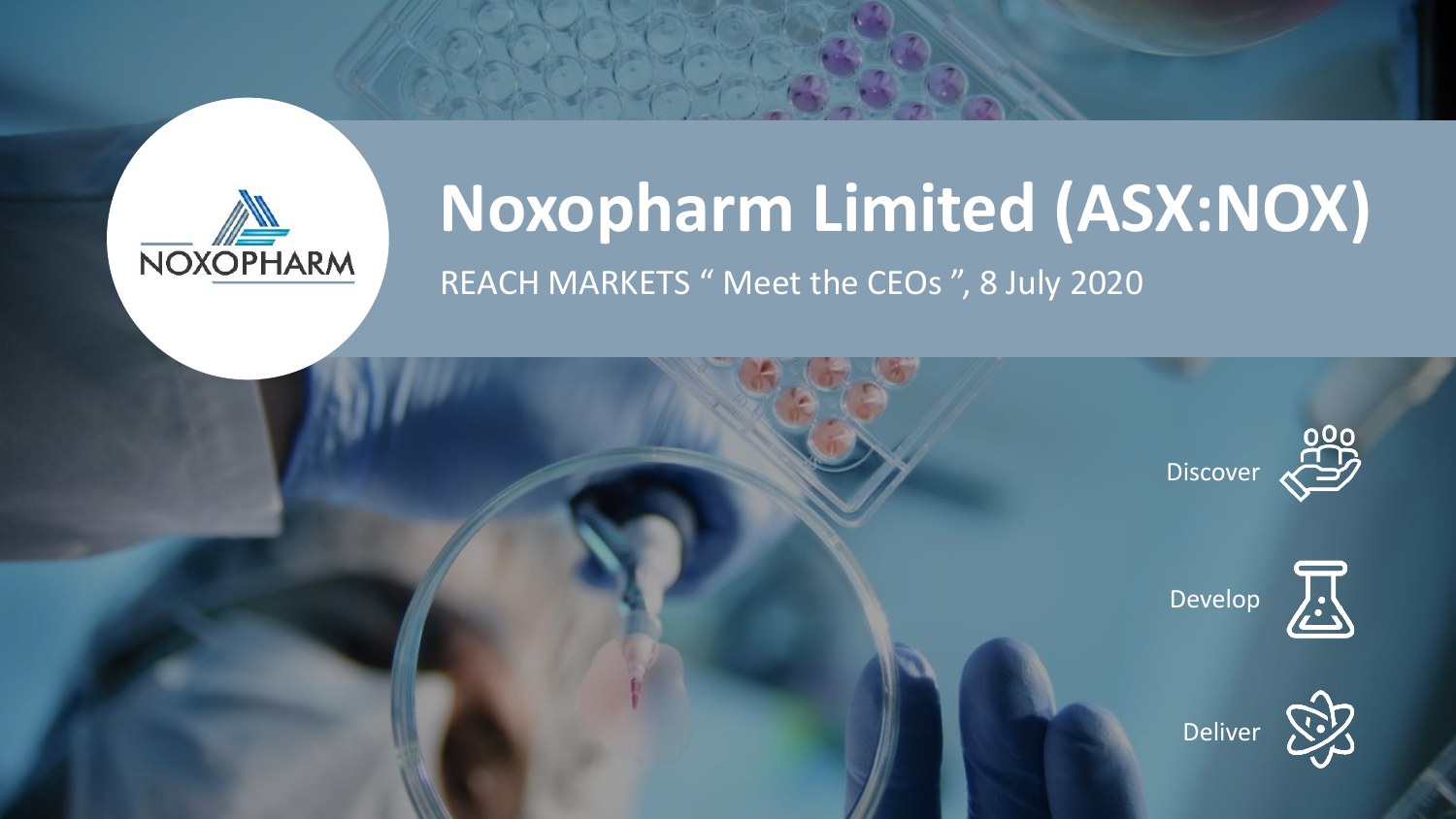# Noxopharm Limited (ASX:NOX)

REACH MARKETS " Meet the CEOs ", 8 July 2020

NOXOPHARM

Discover

Develop

Deliver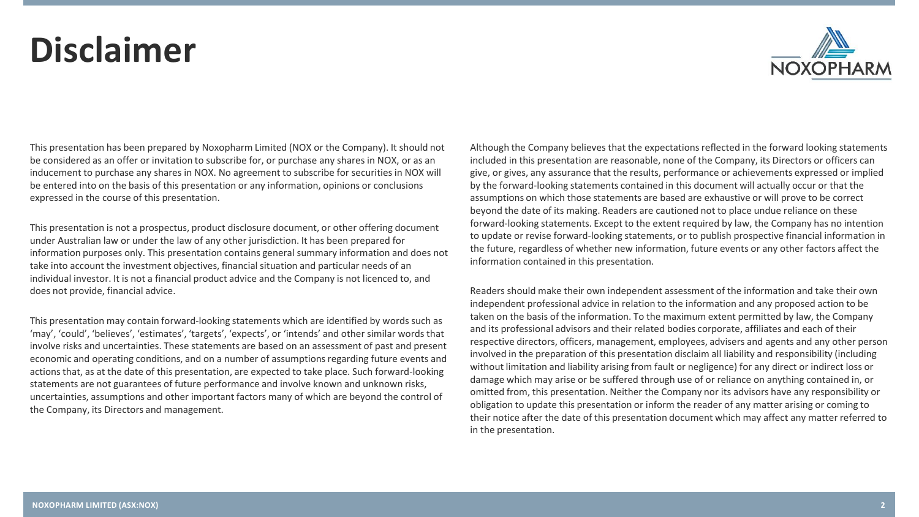# Disclaimer

This presentation has been prepared by Noxopharm Limited (NOX or the Company). It should not be considered as an offer or invitation to subscribe for, or purchase any shares in NOX, or as an inducement to purchase any shares in NOX. No agreement to subscribe for securities in NOX will be entered into on the basis of this presentation or any information, opinions or conclusions expressed in the course of this presentation.

This presentation is not a prospectus, product disclosure document, or other offering document under Australian law or under the law of any other jurisdiction. It has been prepared for information purposes only. This presentation contains general summary information and does not take into account the investment objectives, financial situation and particular needs of an individual investor. It is not a financial product advice and the Company is not licenced to, and does not provide, financial advice.

This presentation may contain forward-looking statements which are identified by words such as 'may', 'could', 'believes', 'estimates', 'targets', 'expects', or 'intends' and other similar words that involve risks and uncertainties. These statements are based on an assessment of past and present economic and operating conditions, and on a number of assumptions regarding future events and actions that, as at the date of this presentation, are expected to take place. Such forward-looking statements are not guarantees of future performance and involve known and unknown risks, uncertainties, assumptions and other important factors many of which are beyond the control of the Company, its Directors and management.

Although the Company believes that the expectations reflected in the forward looking statements included in this presentation are reasonable, none of the Company, its Directors or officers can give, or gives, any assurance that the results, performance or achievements expressed or implied by the forward-looking statements contained in this document will actually occur or that the assumptions on which those statements are based are exhaustive or will prove to be correct beyond the date of its making. Readers are cautioned not to place undue reliance on these forward-looking statements. Except to the extent required by law, the Company has no intention to update or revise forward-looking statements, or to publish prospective financial information in the future, regardless of whether new information, future events or any other factors affect the information contained in this presentation.

Readers should make their own independent assessment of the information and take their own independent professional advice in relation to the information and any proposed action to be taken on the basis of the information. To the maximum extent permitted by law, the Company and its professional advisors and their related bodies corporate, affiliates and each of their respective directors, officers, management, employees, advisers and agents and any other person involved in the preparation of this presentation disclaim all liability and responsibility (including without limitation and liability arising from fault or negligence) for any direct or indirect loss or damage which may arise or be suffered through use of or reliance on anything contained in, or omitted from, this presentation. Neither the Company nor its advisors have any responsibility or obligation to update this presentation or inform the reader of any matter arising or coming to their notice after the date of this presentation document which may affect any matter referred to in the presentation.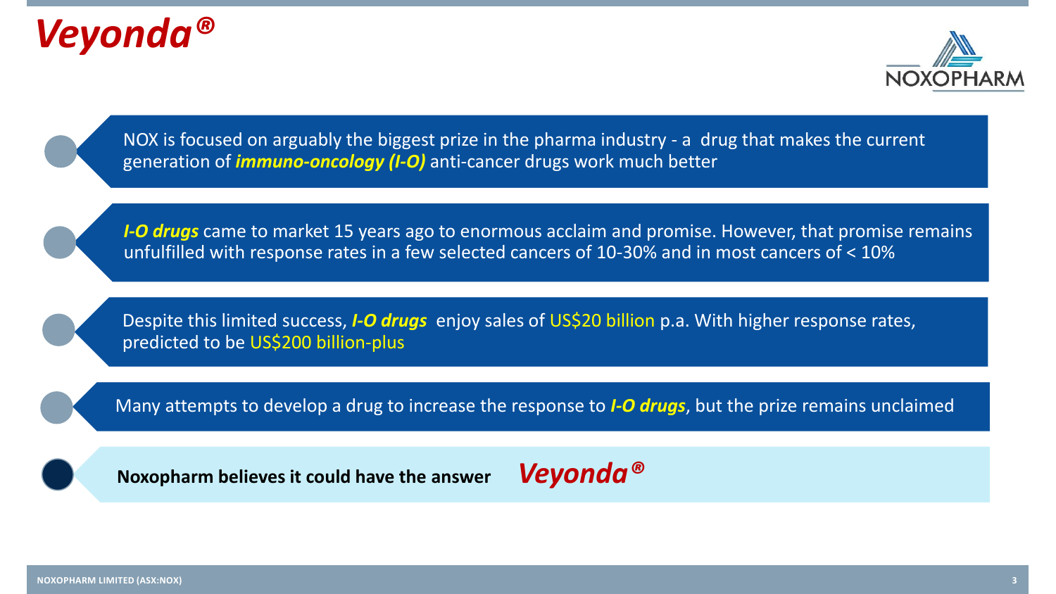# Veyonda®

- NOX is focused on arguably the biggest prize in the pharma industry - a drug that makes the current generation of ***immuno-oncology (I-O)*** anti-cancer drugs work much better
- ***I-O drugs*** came to market 15 years ago to enormous acclaim and promise. However, that promise remains unfulfilled with response rates in a few selected cancers of 10-30% and in most cancers of < 10%
- Despite this limited success, ***I-O drugs*** enjoy sales of US$20 billion p.a. With higher response rates, predicted to be US$200 billion-plus
- Many attempts to develop a drug to increase the response to ***I-O drugs***, but the prize remains unclaimed
- **Noxopharm believes it could have the answer** ***Veyonda®***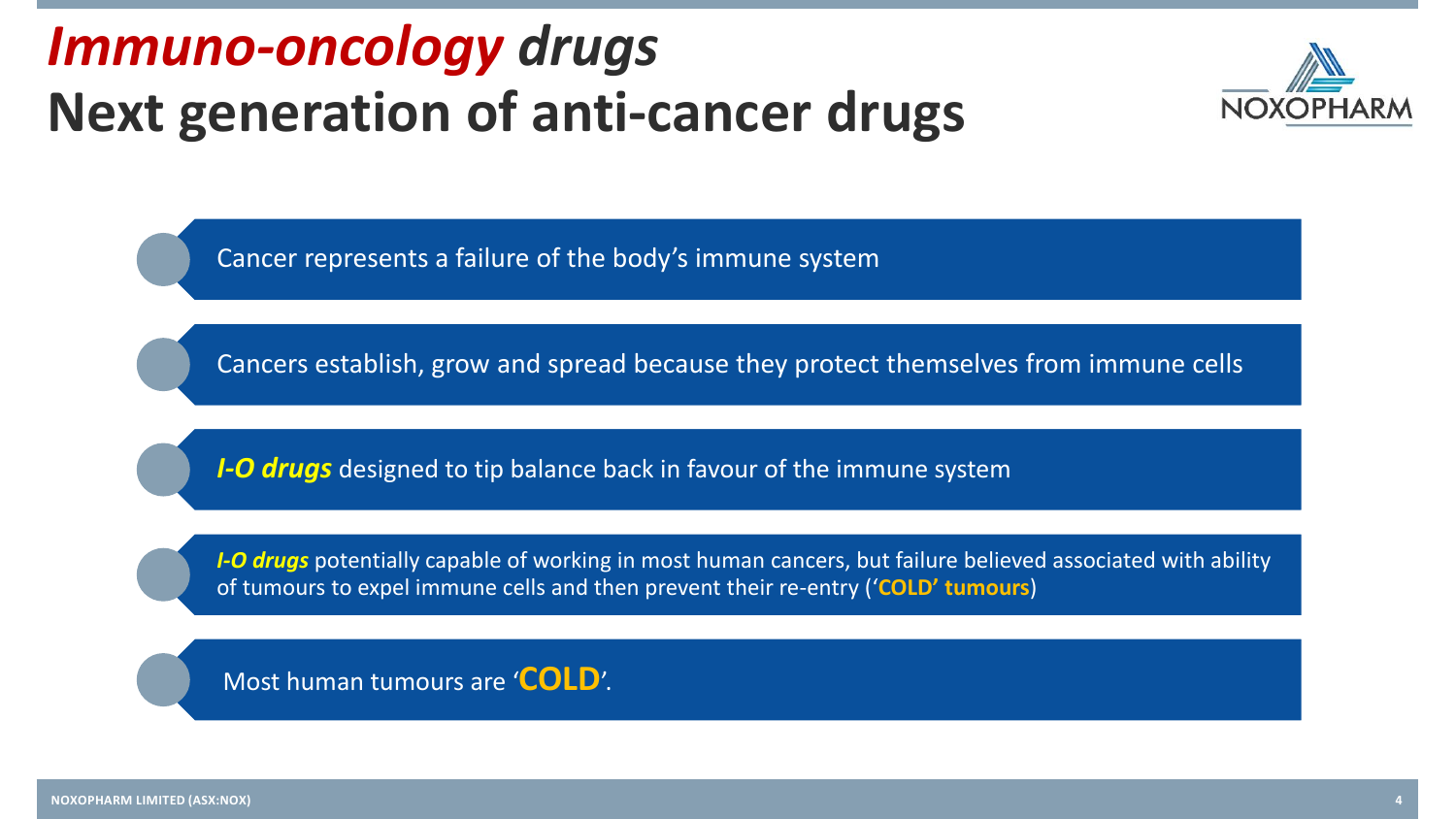# *Immuno-oncology drugs*
# Next generation of anti-cancer drugs

- Cancer represents a failure of the body's immune system
- Cancers establish, grow and spread because they protect themselves from immune cells
- ***I-O drugs*** designed to tip balance back in favour of the immune system
- ***I-O drugs*** potentially capable of working in most human cancers, but failure believed associated with ability of tumours to expel immune cells and then prevent their re-entry (**'COLD' tumours**)
- Most human tumours are '**COLD**'.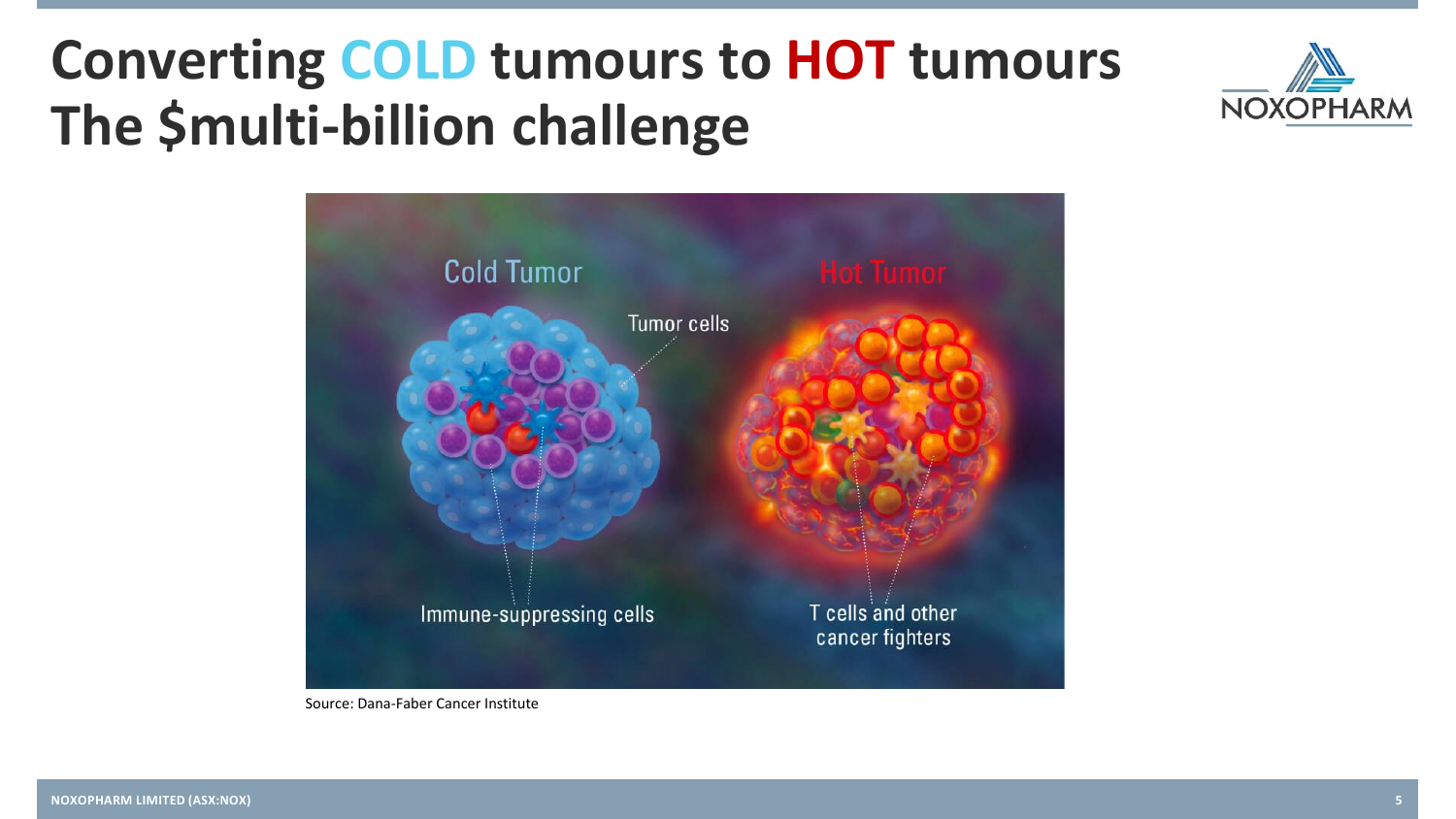# Converting COLD tumours to HOT tumours The $multi-billion challenge

Cold Tumor

Hot Tumor

Tumor cells

Immune-suppressing cells

T cells and other cancer fighters

Source: Dana-Faber Cancer Institute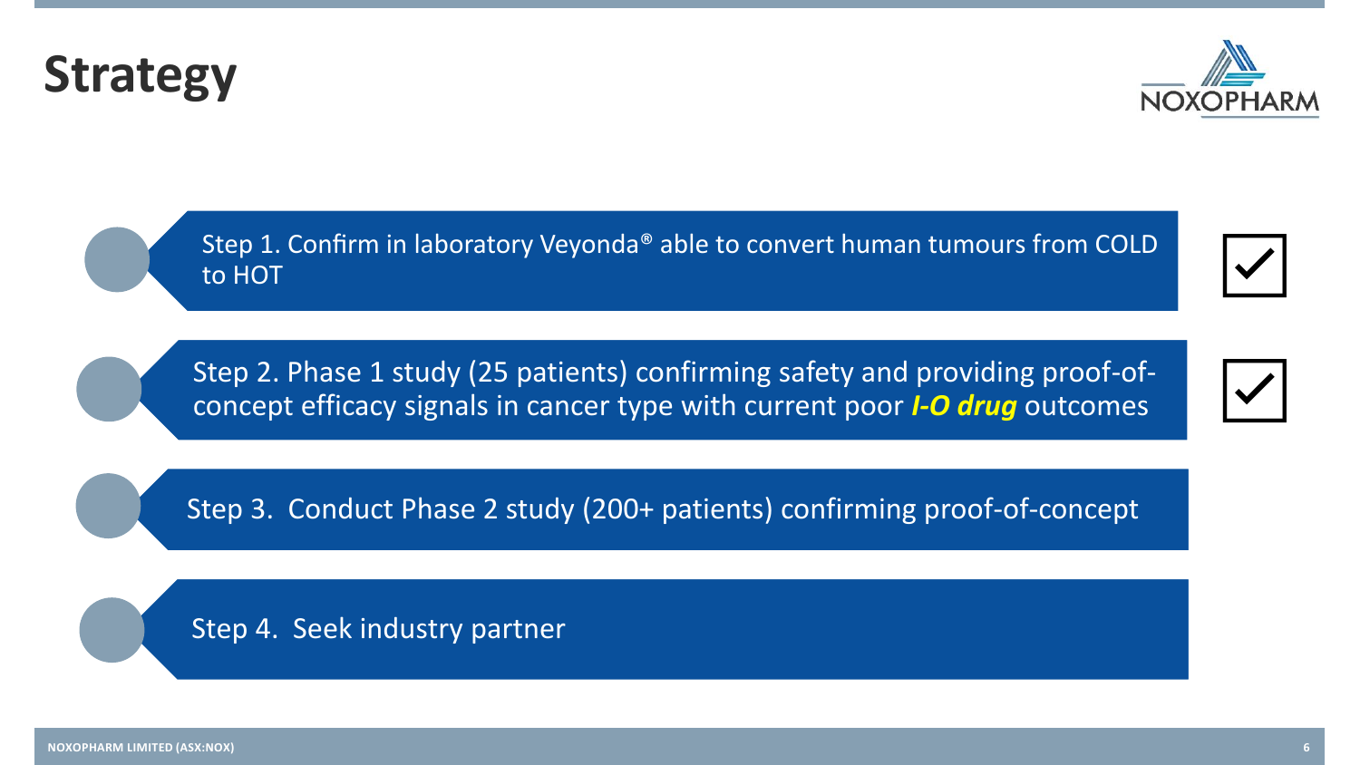# Strategy

- Step 1. Confirm in laboratory Veyonda® able to convert human tumours from COLD to HOT ☑
- Step 2. Phase 1 study (25 patients) confirming safety and providing proof-of-concept efficacy signals in cancer type with current poor ***I-O drug*** outcomes ☑
- Step 3. Conduct Phase 2 study (200+ patients) confirming proof-of-concept
- Step 4. Seek industry partner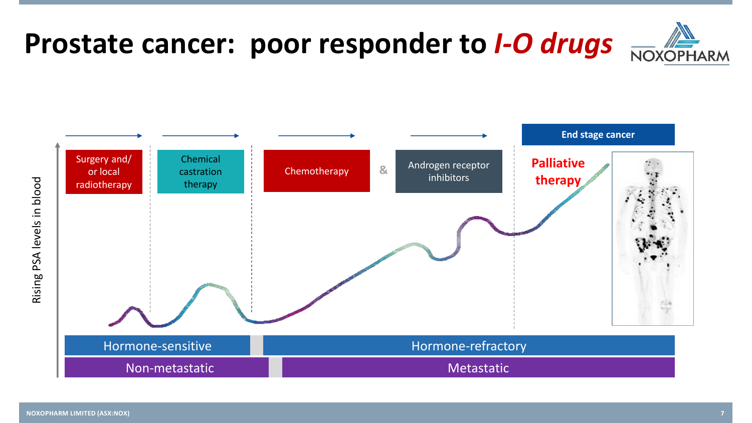# Prostate cancer: poor responder to *I-O drugs*

Rising PSA levels in blood

| Surgery and/ or local radiotherapy | Chemical castration therapy | Chemotherapy & Androgen receptor inhibitors | End stage cancer: Palliative therapy |
|---|---|---|---|

Hormone-sensitive | Hormone-refractory

Non-metastatic | Metastatic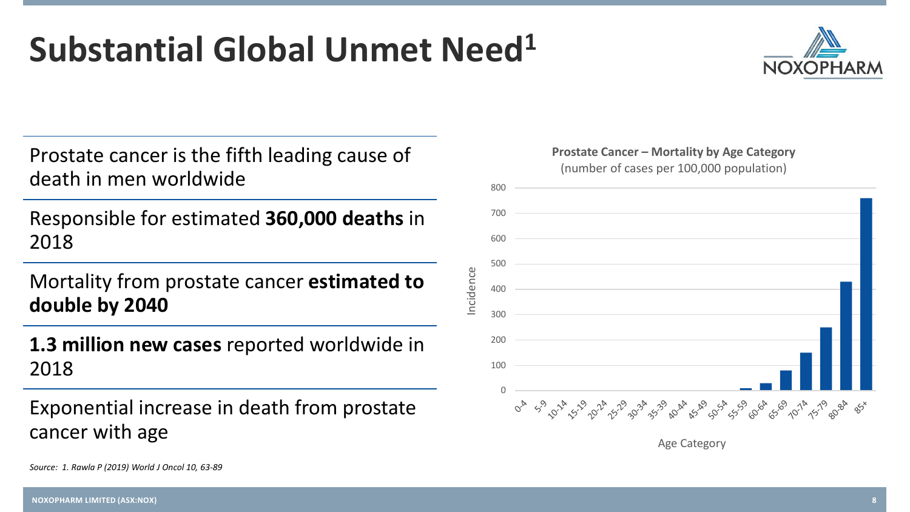# Substantial Global Unmet Need[1]

Prostate cancer is the fifth leading cause of death in men worldwide

Responsible for estimated **360,000 deaths** in 2018

Mortality from prostate cancer **estimated to double by 2040**

**1.3 million new cases** reported worldwide in 2018

Exponential increase in death from prostate cancer with age

**Prostate Cancer – Mortality by Age Category**
(number of cases per 100,000 population)

*Source: 1. Rawla P (2019) World J Oncol 10, 63-89*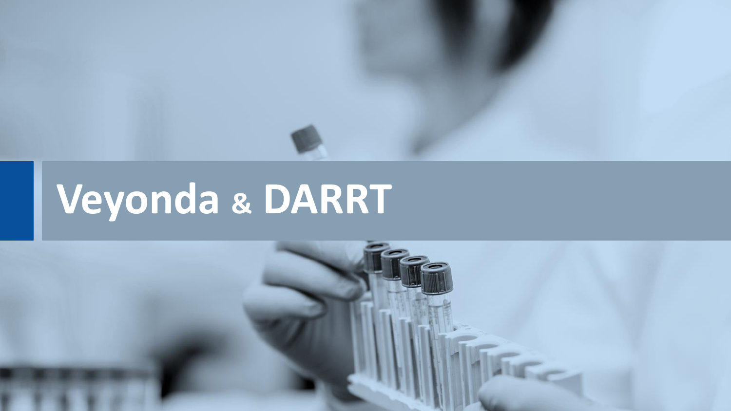# Veyonda & DARRT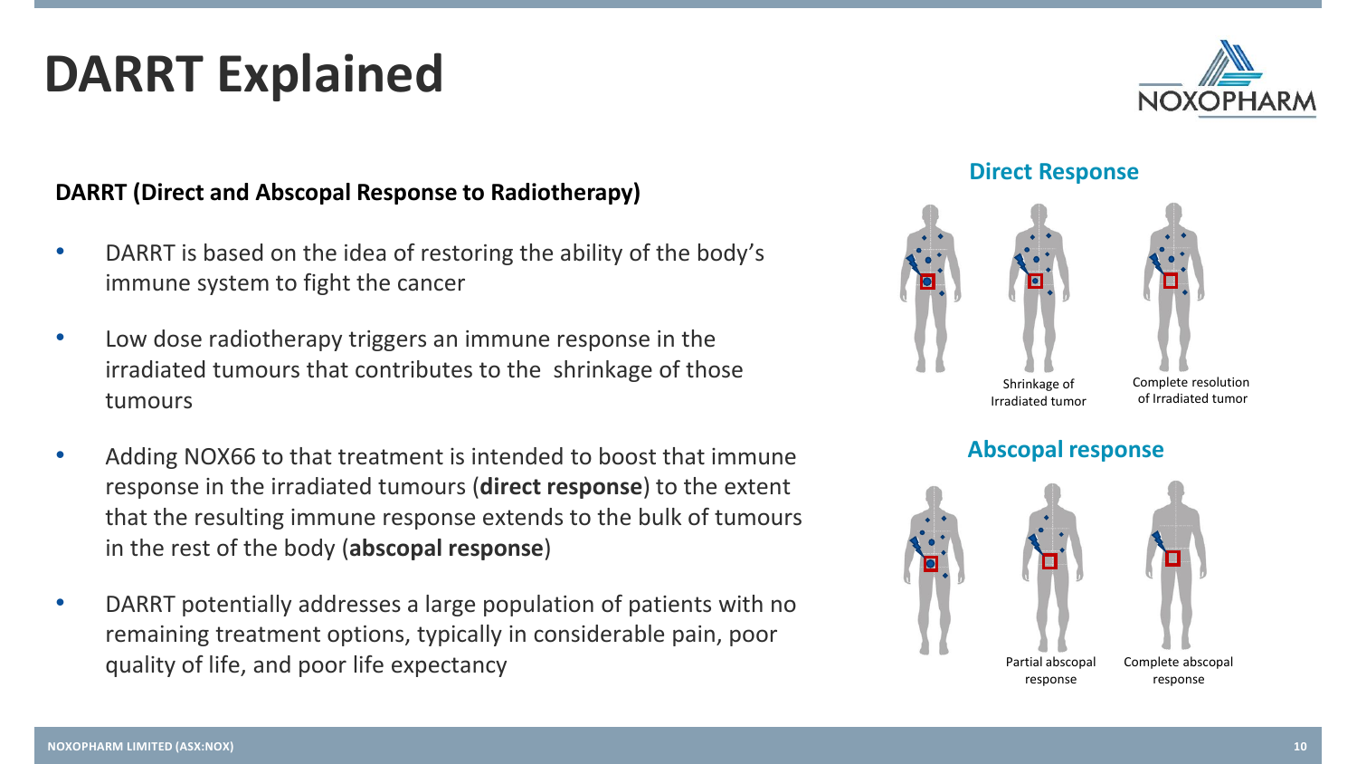# DARRT Explained

**DARRT (Direct and Abscopal Response to Radiotherapy)**

- DARRT is based on the idea of restoring the ability of the body's immune system to fight the cancer
- Low dose radiotherapy triggers an immune response in the irradiated tumours that contributes to the shrinkage of those tumours
- Adding NOX66 to that treatment is intended to boost that immune response in the irradiated tumours (**direct response**) to the extent that the resulting immune response extends to the bulk of tumours in the rest of the body (**abscopal response**)
- DARRT potentially addresses a large population of patients with no remaining treatment options, typically in considerable pain, poor quality of life, and poor life expectancy

## Direct Response

Shrinkage of Irradiated tumor

Complete resolution of Irradiated tumor

## Abscopal response

Partial abscopal response

Complete abscopal response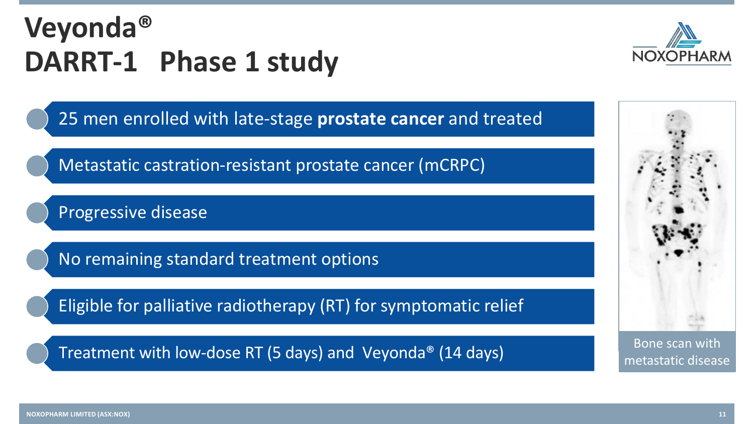# Veyonda®
# DARRT-1 Phase 1 study

- 25 men enrolled with late-stage **prostate cancer** and treated
- Metastatic castration-resistant prostate cancer (mCRPC)
- Progressive disease
- No remaining standard treatment options
- Eligible for palliative radiotherapy (RT) for symptomatic relief
- Treatment with low-dose RT (5 days) and Veyonda® (14 days)

Bone scan with metastatic disease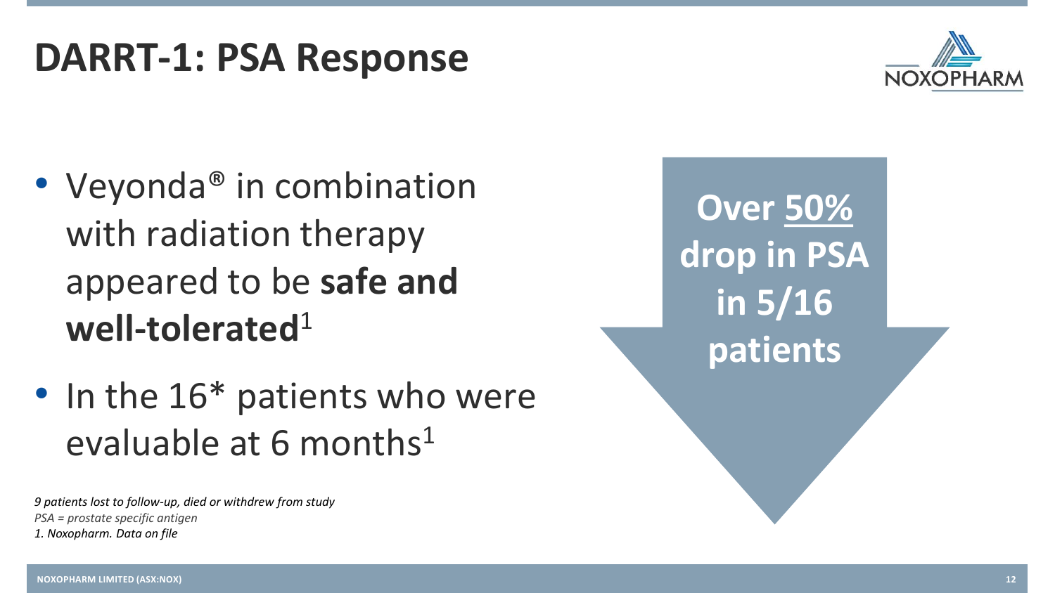# DARRT-1: PSA Response

- Veyonda® in combination with radiation therapy appeared to be **safe and well-tolerated**[1]
- In the 16* patients who were evaluable at 6 months[1]

**Over 50% drop in PSA in 5/16 patients**

*9 patients lost to follow-up, died or withdrew from study*

*PSA = prostate specific antigen*

*1. Noxopharm. Data on file*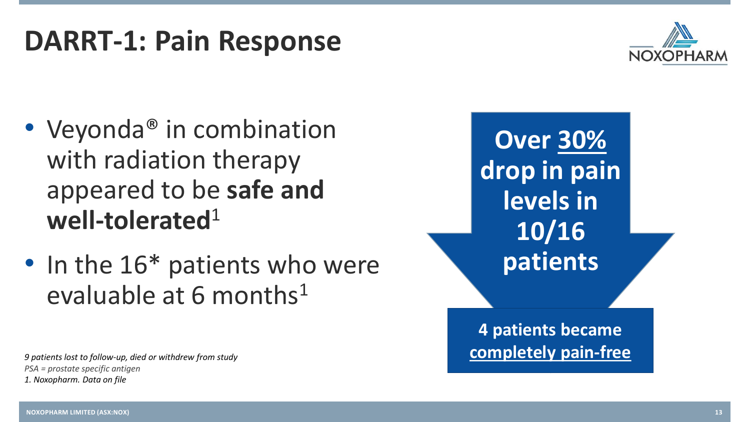# DARRT-1: Pain Response

- Veyonda® in combination with radiation therapy appeared to be **safe and well-tolerated**[1]
- In the 16* patients who were evaluable at 6 months[1]

**Over 30% drop in pain levels in 10/16 patients**

**4 patients became completely pain-free**

*9 patients lost to follow-up, died or withdrew from study*

*PSA = prostate specific antigen*

*1. Noxopharm. Data on file*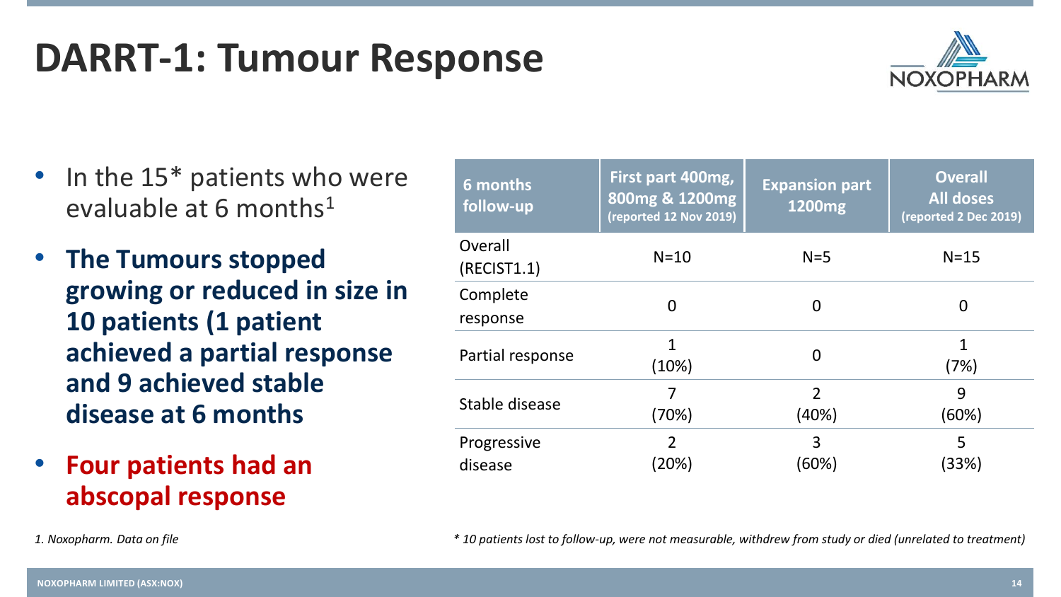# DARRT-1: Tumour Response

- In the 15* patients who were evaluable at 6 months[1]
- **The Tumours stopped growing or reduced in size in 10 patients (1 patient achieved a partial response and 9 achieved stable disease at 6 months**
- **Four patients had an abscopal response**

| 6 months follow-up | First part 400mg, 800mg & 1200mg (reported 12 Nov 2019) | Expansion part 1200mg | Overall All doses (reported 2 Dec 2019) |
|---|---|---|---|
| Overall (RECIST1.1) | N=10 | N=5 | N=15 |
| Complete response | 0 | 0 | 0 |
| Partial response | 1 (10%) | 0 | 1 (7%) |
| Stable disease | 7 (70%) | 2 (40%) | 9 (60%) |
| Progressive disease | 2 (20%) | 3 (60%) | 5 (33%) |

*1. Noxopharm. Data on file*

** 10 patients lost to follow-up, were not measurable, withdrew from study or died (unrelated to treatment)*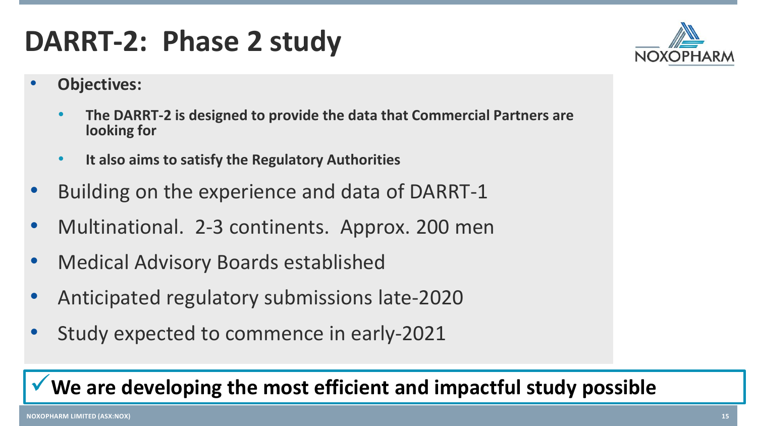# DARRT-2: Phase 2 study

- **Objectives:**
  - **The DARRT-2 is designed to provide the data that Commercial Partners are looking for**
  - **It also aims to satisfy the Regulatory Authorities**
- Building on the experience and data of DARRT-1
- Multinational. 2-3 continents. Approx. 200 men
- Medical Advisory Boards established
- Anticipated regulatory submissions late-2020
- Study expected to commence in early-2021

✓ **We are developing the most efficient and impactful study possible**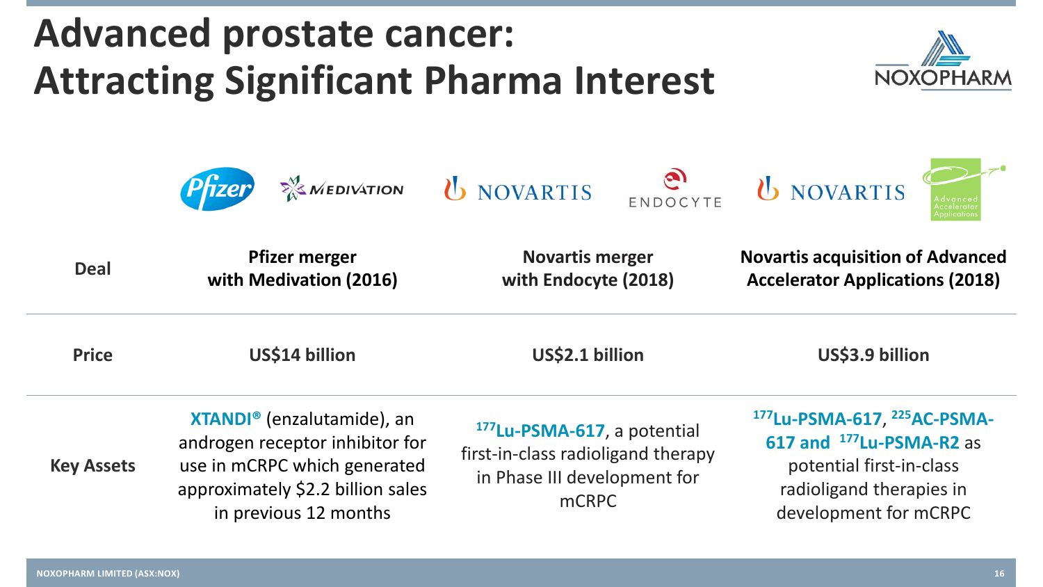# Advanced prostate cancer: Attracting Significant Pharma Interest

| | Pfizer / Medivation | Novartis / Endocyte | Novartis / Advanced Accelerator Applications |
|---|---|---|---|
| **Deal** | **Pfizer merger with Medivation (2016)** | **Novartis merger with Endocyte (2018)** | **Novartis acquisition of Advanced Accelerator Applications (2018)** |
| **Price** | **US$14 billion** | **US$2.1 billion** | **US$3.9 billion** |
| **Key Assets** | **XTANDI®** (enzalutamide), an androgen receptor inhibitor for use in mCRPC which generated approximately $2.2 billion sales in previous 12 months | **$^{177}$Lu-PSMA-617**, a potential first-in-class radioligand therapy in Phase III development for mCRPC | **$^{177}$Lu-PSMA-617**, **$^{225}$AC-PSMA-617 and $^{177}$Lu-PSMA-R2** as potential first-in-class radioligand therapies in development for mCRPC |

NOXOPHARM LIMITED (ASX:NOX)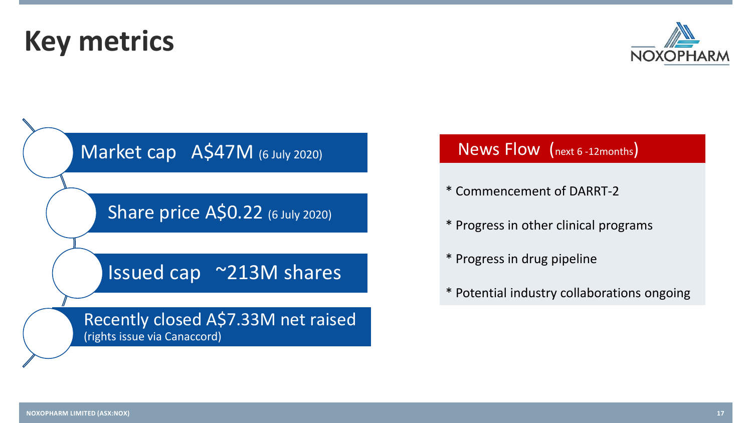# Key metrics

- Market cap A$47M (6 July 2020)
- Share price A$0.22 (6 July 2020)
- Issued cap ~213M shares
- Recently closed A$7.33M net raised (rights issue via Canaccord)

## News Flow (next 6 -12months)

* Commencement of DARRT-2
* Progress in other clinical programs
* Progress in drug pipeline
* Potential industry collaborations ongoing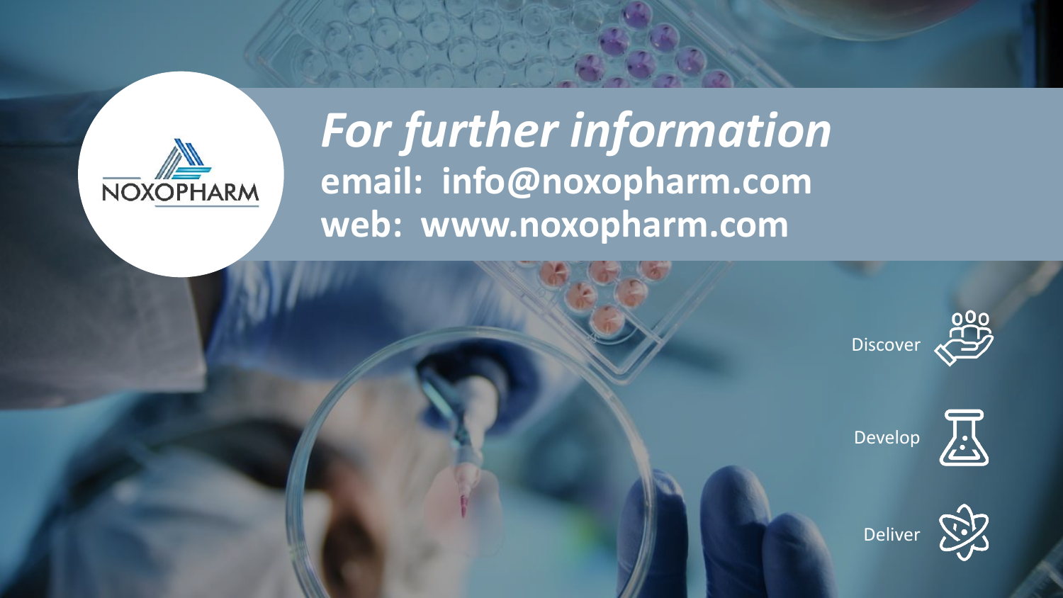NOXOPHARM

# *For further information*

**email: info@noxopharm.com**

**web: www.noxopharm.com**

Discover

Develop

Deliver